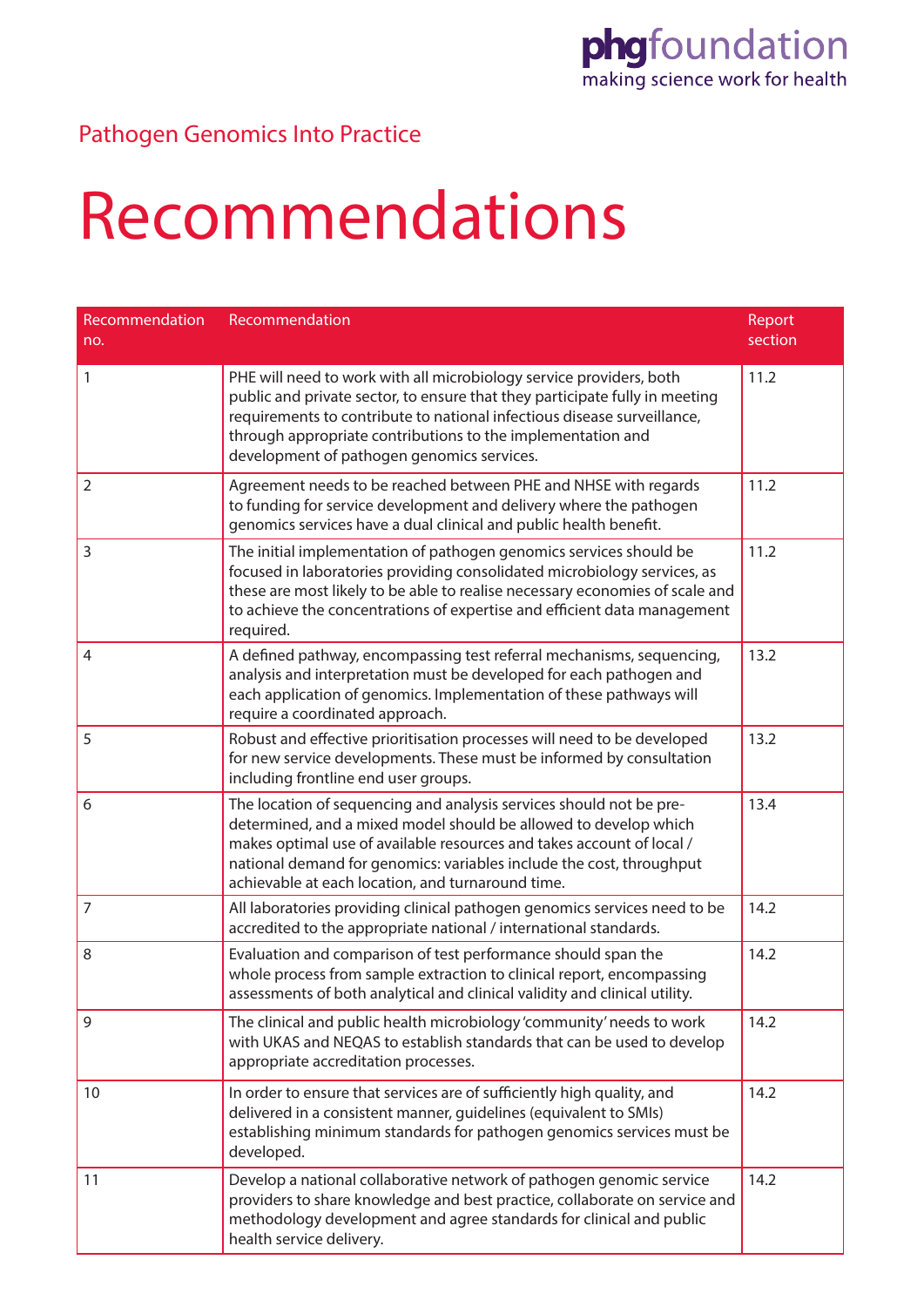phgfoundation
making science work for health

Pathogen Genomics Into Practice

# Recommendations

| Recommendation no. | Recommendation | Report section |
|---|---|---|
| 1 | PHE will need to work with all microbiology service providers, both public and private sector, to ensure that they participate fully in meeting requirements to contribute to national infectious disease surveillance, through appropriate contributions to the implementation and development of pathogen genomics services. | 11.2 |
| 2 | Agreement needs to be reached between PHE and NHSE with regards to funding for service development and delivery where the pathogen genomics services have a dual clinical and public health benefit. | 11.2 |
| 3 | The initial implementation of pathogen genomics services should be focused in laboratories providing consolidated microbiology services, as these are most likely to be able to realise necessary economies of scale and to achieve the concentrations of expertise and efficient data management required. | 11.2 |
| 4 | A defined pathway, encompassing test referral mechanisms, sequencing, analysis and interpretation must be developed for each pathogen and each application of genomics. Implementation of these pathways will require a coordinated approach. | 13.2 |
| 5 | Robust and effective prioritisation processes will need to be developed for new service developments. These must be informed by consultation including frontline end user groups. | 13.2 |
| 6 | The location of sequencing and analysis services should not be pre-determined, and a mixed model should be allowed to develop which makes optimal use of available resources and takes account of local / national demand for genomics: variables include the cost, throughput achievable at each location, and turnaround time. | 13.4 |
| 7 | All laboratories providing clinical pathogen genomics services need to be accredited to the appropriate national / international standards. | 14.2 |
| 8 | Evaluation and comparison of test performance should span the whole process from sample extraction to clinical report, encompassing assessments of both analytical and clinical validity and clinical utility. | 14.2 |
| 9 | The clinical and public health microbiology 'community' needs to work with UKAS and NEQAS to establish standards that can be used to develop appropriate accreditation processes. | 14.2 |
| 10 | In order to ensure that services are of sufficiently high quality, and delivered in a consistent manner, guidelines (equivalent to SMIs) establishing minimum standards for pathogen genomics services must be developed. | 14.2 |
| 11 | Develop a national collaborative network of pathogen genomic service providers to share knowledge and best practice, collaborate on service and methodology development and agree standards for clinical and public health service delivery. | 14.2 |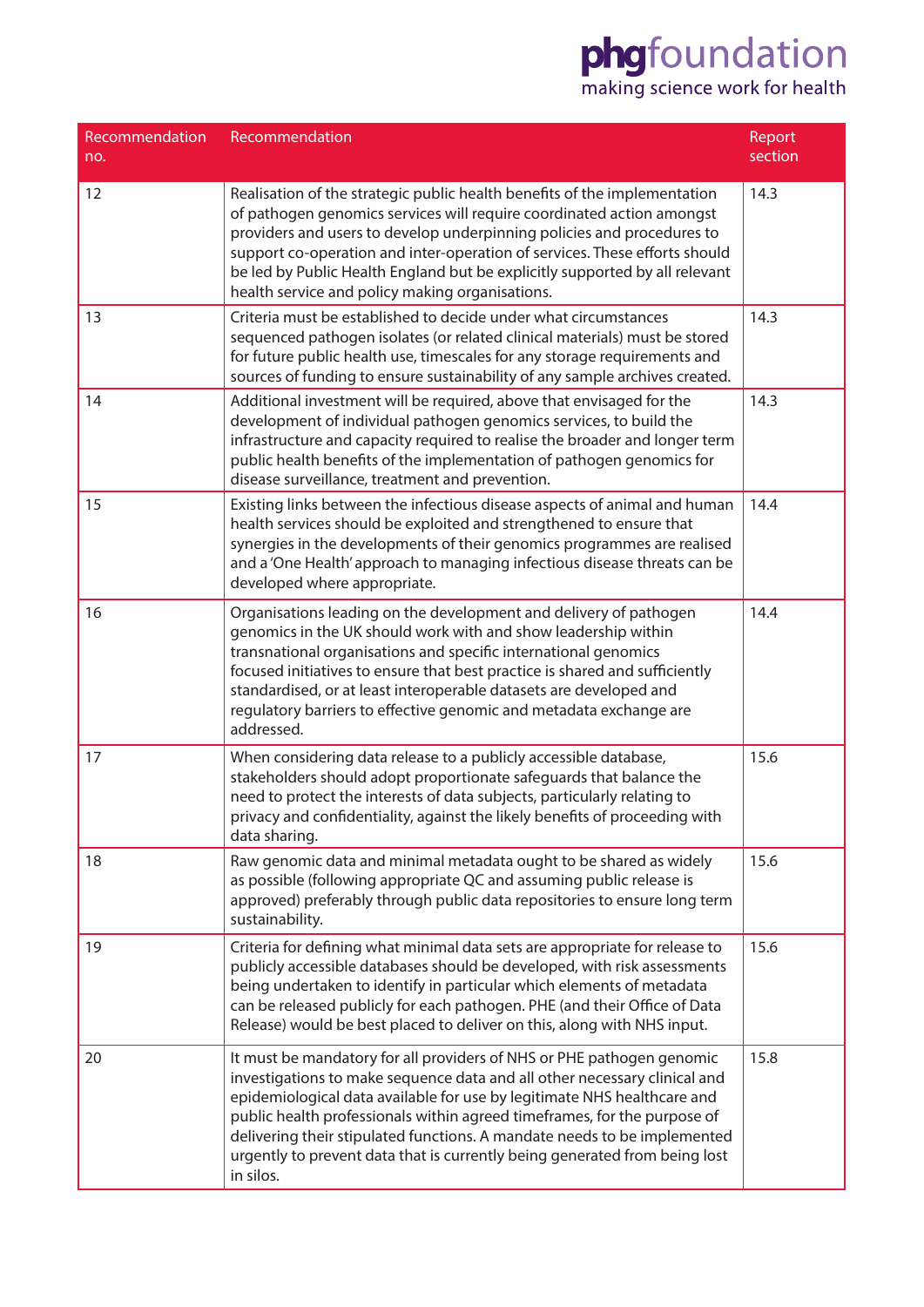| Recommendation no. | Recommendation | Report section |
|---|---|---|
| 12 | Realisation of the strategic public health benefits of the implementation of pathogen genomics services will require coordinated action amongst providers and users to develop underpinning policies and procedures to support co-operation and inter-operation of services. These efforts should be led by Public Health England but be explicitly supported by all relevant health service and policy making organisations. | 14.3 |
| 13 | Criteria must be established to decide under what circumstances sequenced pathogen isolates (or related clinical materials) must be stored for future public health use, timescales for any storage requirements and sources of funding to ensure sustainability of any sample archives created. | 14.3 |
| 14 | Additional investment will be required, above that envisaged for the development of individual pathogen genomics services, to build the infrastructure and capacity required to realise the broader and longer term public health benefits of the implementation of pathogen genomics for disease surveillance, treatment and prevention. | 14.3 |
| 15 | Existing links between the infectious disease aspects of animal and human health services should be exploited and strengthened to ensure that synergies in the developments of their genomics programmes are realised and a 'One Health' approach to managing infectious disease threats can be developed where appropriate. | 14.4 |
| 16 | Organisations leading on the development and delivery of pathogen genomics in the UK should work with and show leadership within transnational organisations and specific international genomics focused initiatives to ensure that best practice is shared and sufficiently standardised, or at least interoperable datasets are developed and regulatory barriers to effective genomic and metadata exchange are addressed. | 14.4 |
| 17 | When considering data release to a publicly accessible database, stakeholders should adopt proportionate safeguards that balance the need to protect the interests of data subjects, particularly relating to privacy and confidentiality, against the likely benefits of proceeding with data sharing. | 15.6 |
| 18 | Raw genomic data and minimal metadata ought to be shared as widely as possible (following appropriate QC and assuming public release is approved) preferably through public data repositories to ensure long term sustainability. | 15.6 |
| 19 | Criteria for defining what minimal data sets are appropriate for release to publicly accessible databases should be developed, with risk assessments being undertaken to identify in particular which elements of metadata can be released publicly for each pathogen. PHE (and their Office of Data Release) would be best placed to deliver on this, along with NHS input. | 15.6 |
| 20 | It must be mandatory for all providers of NHS or PHE pathogen genomic investigations to make sequence data and all other necessary clinical and epidemiological data available for use by legitimate NHS healthcare and public health professionals within agreed timeframes, for the purpose of delivering their stipulated functions. A mandate needs to be implemented urgently to prevent data that is currently being generated from being lost in silos. | 15.8 |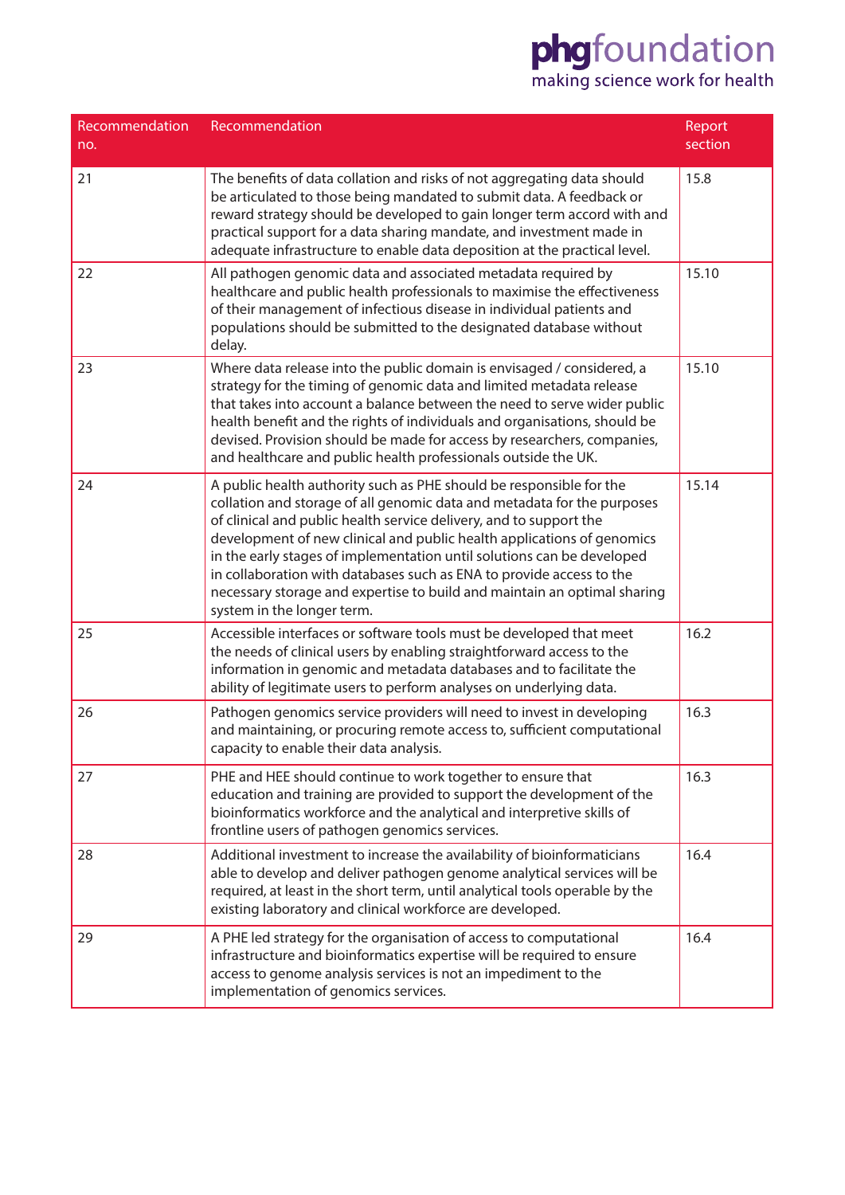| Recommendation no. | Recommendation | Report section |
|---|---|---|
| 21 | The benefits of data collation and risks of not aggregating data should be articulated to those being mandated to submit data. A feedback or reward strategy should be developed to gain longer term accord with and practical support for a data sharing mandate, and investment made in adequate infrastructure to enable data deposition at the practical level. | 15.8 |
| 22 | All pathogen genomic data and associated metadata required by healthcare and public health professionals to maximise the effectiveness of their management of infectious disease in individual patients and populations should be submitted to the designated database without delay. | 15.10 |
| 23 | Where data release into the public domain is envisaged / considered, a strategy for the timing of genomic data and limited metadata release that takes into account a balance between the need to serve wider public health benefit and the rights of individuals and organisations, should be devised. Provision should be made for access by researchers, companies, and healthcare and public health professionals outside the UK. | 15.10 |
| 24 | A public health authority such as PHE should be responsible for the collation and storage of all genomic data and metadata for the purposes of clinical and public health service delivery, and to support the development of new clinical and public health applications of genomics in the early stages of implementation until solutions can be developed in collaboration with databases such as ENA to provide access to the necessary storage and expertise to build and maintain an optimal sharing system in the longer term. | 15.14 |
| 25 | Accessible interfaces or software tools must be developed that meet the needs of clinical users by enabling straightforward access to the information in genomic and metadata databases and to facilitate the ability of legitimate users to perform analyses on underlying data. | 16.2 |
| 26 | Pathogen genomics service providers will need to invest in developing and maintaining, or procuring remote access to, sufficient computational capacity to enable their data analysis. | 16.3 |
| 27 | PHE and HEE should continue to work together to ensure that education and training are provided to support the development of the bioinformatics workforce and the analytical and interpretive skills of frontline users of pathogen genomics services. | 16.3 |
| 28 | Additional investment to increase the availability of bioinformaticians able to develop and deliver pathogen genome analytical services will be required, at least in the short term, until analytical tools operable by the existing laboratory and clinical workforce are developed. | 16.4 |
| 29 | A PHE led strategy for the organisation of access to computational infrastructure and bioinformatics expertise will be required to ensure access to genome analysis services is not an impediment to the implementation of genomics services. | 16.4 |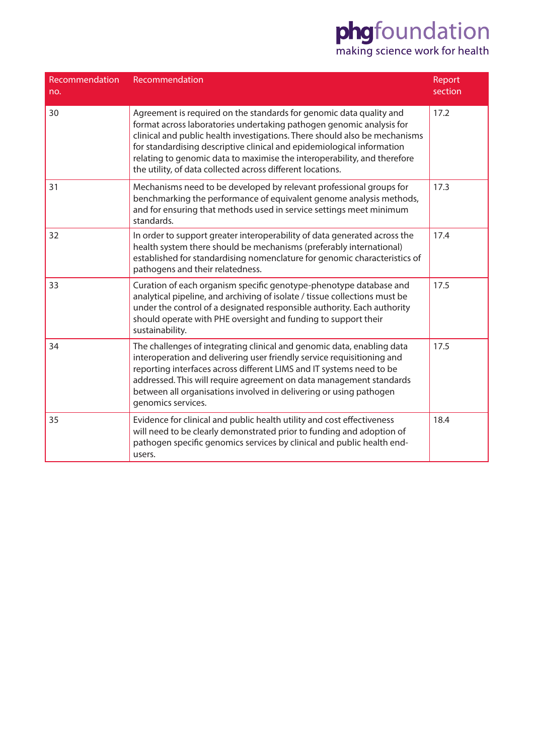| Recommendation no. | Recommendation | Report section |
|---|---|---|
| 30 | Agreement is required on the standards for genomic data quality and format across laboratories undertaking pathogen genomic analysis for clinical and public health investigations. There should also be mechanisms for standardising descriptive clinical and epidemiological information relating to genomic data to maximise the interoperability, and therefore the utility, of data collected across different locations. | 17.2 |
| 31 | Mechanisms need to be developed by relevant professional groups for benchmarking the performance of equivalent genome analysis methods, and for ensuring that methods used in service settings meet minimum standards. | 17.3 |
| 32 | In order to support greater interoperability of data generated across the health system there should be mechanisms (preferably international) established for standardising nomenclature for genomic characteristics of pathogens and their relatedness. | 17.4 |
| 33 | Curation of each organism specific genotype-phenotype database and analytical pipeline, and archiving of isolate / tissue collections must be under the control of a designated responsible authority. Each authority should operate with PHE oversight and funding to support their sustainability. | 17.5 |
| 34 | The challenges of integrating clinical and genomic data, enabling data interoperation and delivering user friendly service requisitioning and reporting interfaces across different LIMS and IT systems need to be addressed. This will require agreement on data management standards between all organisations involved in delivering or using pathogen genomics services. | 17.5 |
| 35 | Evidence for clinical and public health utility and cost effectiveness will need to be clearly demonstrated prior to funding and adoption of pathogen specific genomics services by clinical and public health end-users. | 18.4 |